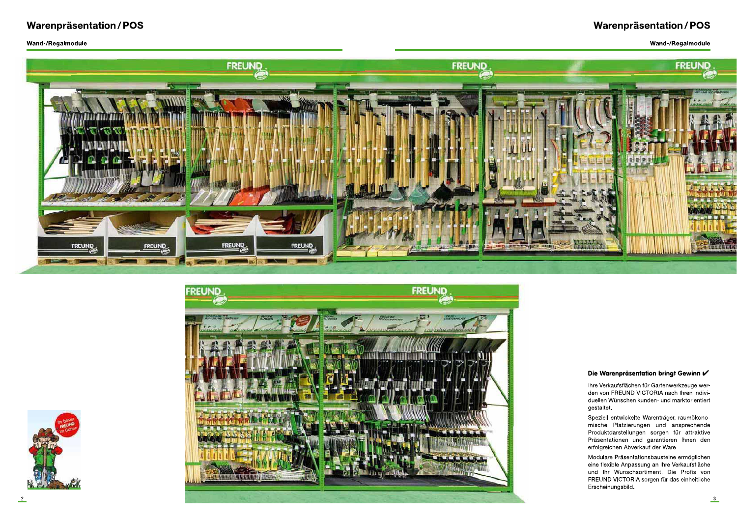# Warenpräsentation / POS

## Wand-/Regalmodule

### Die Warenpräsentation bringt Gewinn ✔

Ihre Verkaufsflächen für Gartenwerkzeuge werden von FREUND VICTORIA nach Ihren individuellen Wünschen kunden- und marktorientiert gestaltet.

Speziell entwickelte Warenträger, raumökonomische Platzierungen und ansprechende Produktdarstellungen sorgen für attraktive Präsentationen und garantieren Ihnen den erfolgreichen Abverkauf der Ware.

Modulare Präsentationsbausteine ermöglichen eine flexible Anpassung an Ihre Verkaufsfläche und Ihr Wunschsortiment. Die Profis von FREUND VICTORIA sorgen für das einheitliche Erscheinungsbild.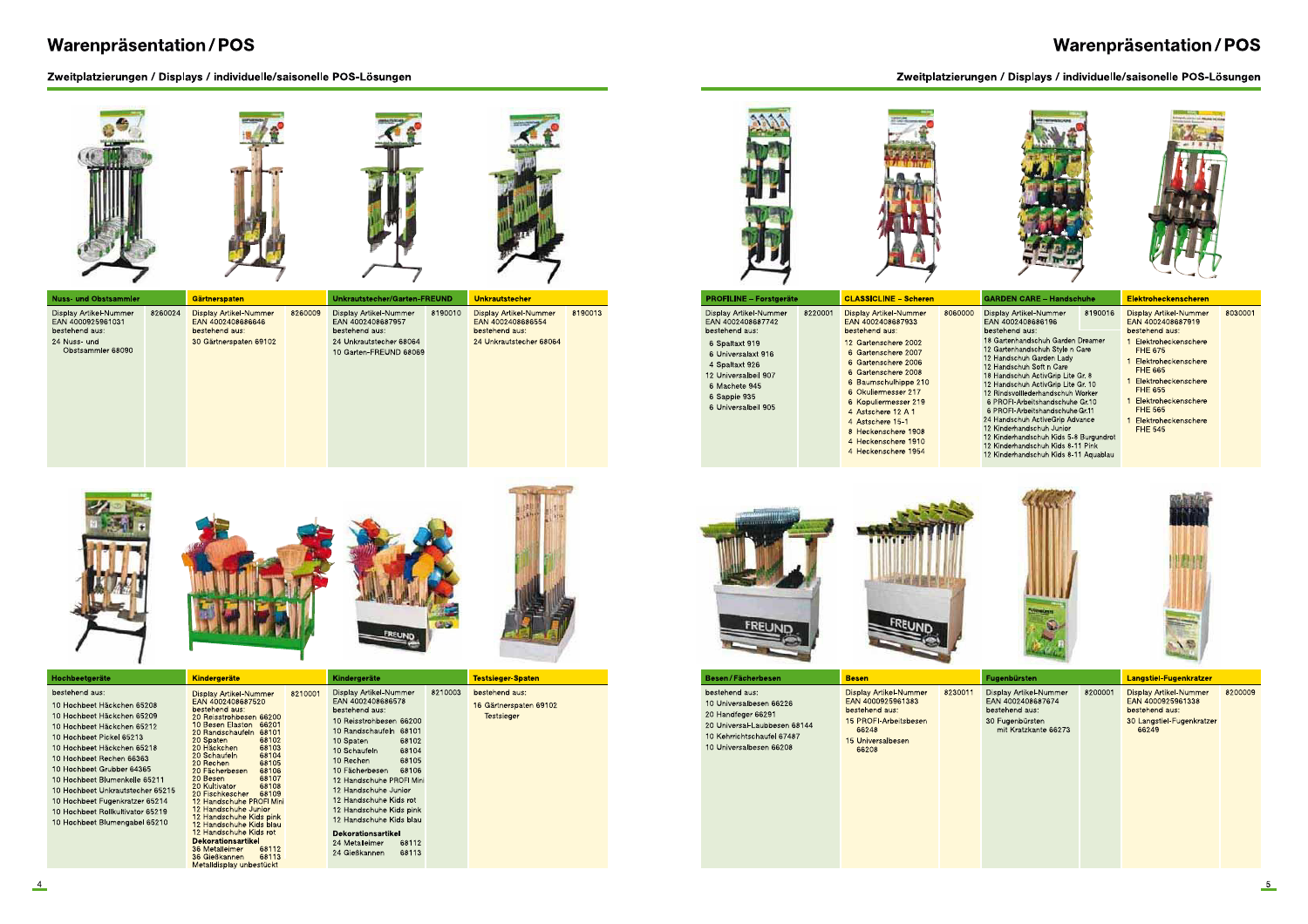# Warenpräsentation / POS

## Zweitplatzierungen / Displays / individuelle/saisonelle POS-Lösungen

### Nuss- und Obstsammler

Display Artikel-Nummer 8260024
EAN 4000925961031
bestehend aus:
24 Nuss- und Obstsammler 68090

### Gärtnerspaten

Display Artikel-Nummer 8260009
EAN 4002408686646
bestehend aus:
30 Gärtnerspaten 69102

### Unkrautstecher/Garten-FREUND

Display Artikel-Nummer 8190010
EAN 4002408687957
bestehend aus:
24 Unkrautstecher 68064
10 Garten-FREUND 68069

### Unkrautstecher

Display Artikel-Nummer 8190013
EAN 4002408686554
bestehend aus:
24 Unkrautstecher 68064

### Hochbeetgeräte

bestehend aus:
10 Hochbeet Häckchen 65208
10 Hochbeet Häckchen 65209
10 Hochbeet Häckchen 65212
10 Hochbeet Pickel 65213
10 Hochbeet Häckchen 65218
10 Hochbeet Rechen 66363
10 Hochbeet Grubber 64365
10 Hochbeet Blumenkelle 65211
10 Hochbeet Unkrautstecher 65215
10 Hochbeet Fugenkratzer 65214
10 Hochbeet Rollkultivator 65219
10 Hochbeet Blumengabel 65210

### Kindergeräte

Display Artikel-Nummer 8210001
EAN 4002408687520
bestehend aus:
20 Reisstrohbesen 66200
10 Besen Elaston 66201
20 Randschaufeln 68101
20 Spaten 68102
20 Häckchen 68103
20 Schaufeln 68104
20 Rechen 68105
20 Fächerbesen 68106
20 Besen 68107
20 Kultivator 68108
20 Fischkescher 68109
12 Handschuhe PROFI Mini
12 Handschuhe Junior
12 Handschuhe Kids pink
12 Handschuhe Kids blau
12 Handschuhe Kids rot
**Dekorationsartikel**
36 Metalleimer 68112
36 Gießkannen 68113
Metalldisplay unbestückt

### Kindergeräte

Display Artikel-Nummer 8210003
EAN 4002408686578
bestehend aus:
10 Reisstrohbesen 66200
10 Randschaufeln 68101
10 Spaten 68102
10 Schaufeln 68104
10 Rechen 68105
10 Fächerbesen 68106
12 Handschuhe PROFI Mini
12 Handschuhe Junior
12 Handschuhe Kids rot
12 Handschuhe Kids pink
12 Handschuhe Kids blau
**Dekorationsartikel**
24 Metalleimer 68112
24 Gießkannen 68113

### Testsieger-Spaten

bestehend aus:
16 Gärtnerspaten 69102 Testsieger

# Warenpräsentation / POS

## Zweitplatzierungen / Displays / individuelle/saisonelle POS-Lösungen

### PROFILINE – Forstgeräte

Display Artikel-Nummer 8220001
EAN 4002408687742
bestehend aus:
6 Spaltaxt 919
6 Universalaxt 916
4 Spaltaxt 926
12 Universalbeil 907
6 Machete 945
6 Sappie 935
6 Universalbeil 905

### CLASSICLINE – Scheren

Display Artikel-Nummer 8060000
EAN 4002408687933
bestehend aus:
12 Gartenschere 2002
6 Gartenschere 2007
6 Gartenschere 2006
6 Gartenschere 2008
6 Baumschulhippe 210
6 Okuliermesser 217
6 Kopuliermesser 219
4 Astschere 12 A 1
4 Astschere 15-1
8 Heckenschere 1908
4 Heckenschere 1910
4 Heckenschere 1954

### GARDEN CARE – Handschuhe

Display Artikel-Nummer 8190016
EAN 4002408686196
bestehend aus:
18 Gartenhandschuh Garden Dreamer
12 Gartenhandschuh Style n Care
12 Handschuh Garden Lady
12 Handschuh Soft n Care
18 Handschuh ActivGrip Lite Gr. 8
12 Handschuh ActivGrip Lite Gr. 10
12 Rindsvolllederhandschuh Worker
6 PROFI-Arbeitshandschuhe Gr.10
6 PROFI-Arbeitshandschuhe Gr.11
24 Handschuh ActiveGrip Advance
12 Kinderhandschuh Junior
12 Kinderhandschuh Kids 5-8 Burgundrot
12 Kinderhandschuh Kids 8-11 Pink
12 Kinderhandschuh Kids 8-11 Aquablau

### Elektroheckenscheren

Display Artikel-Nummer 8030001
EAN 4002408687919
bestehend aus:
1 Elektroheckenschere FHE 675
1 Elektroheckenschere FHE 665
1 Elektroheckenschere FHE 655
1 Elektroheckenschere FHE 565
1 Elektroheckenschere FHE 545

### Besen / Fächerbesen

bestehend aus:
10 Universalbesen 66226
20 Handfeger 66291
20 Universal-Laubbesen 68144
10 Kehrrichtschaufel 67487
10 Universalbesen 66208

### Besen

Display Artikel-Nummer 8230011
EAN 4000925961383
bestehend aus:
15 PROFI-Arbeitsbesen 66248
15 Universalbesen 66208

### Fugenbürsten

Display Artikel-Nummer 8200001
EAN 4002408687674
bestehend aus:
30 Fugenbürsten mit Kratzkante 66273

### Langstiel-Fugenkratzer

Display Artikel-Nummer 8200009
EAN 4000925961338
bestehend aus:
30 Langstiel-Fugenkratzer 66249